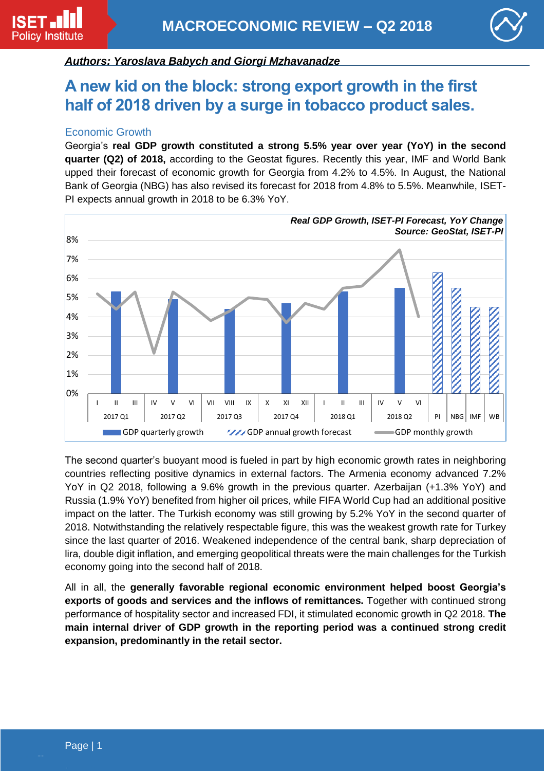Authors: Yaroslava Babych and Giorgi Mzhavanadze

# A new kid on the block: strong export growth in the first half of 2018 driven by a surge in tobacco product sales.

## Economic Growth

Georgia's **real GDP growth constituted a strong 5.5% year over year (YoY) in the second quarter (Q2) of 2018,** according to the Geostat figures. Recently this year, IMF and World Bank upped their forecast of economic growth for Georgia from 4.2% to 4.5%. In August, the National Bank of Georgia (NBG) has also revised its forecast for 2018 from 4.8% to 5.5%. Meanwhile, ISET-PI expects annual growth in 2018 to be 6.3% YoY.

*Real GDP Growth, ISET-PI Forecast, YoY Change*
*Source: GeoStat, ISET-PI*

The second quarter's buoyant mood is fueled in part by high economic growth rates in neighboring countries reflecting positive dynamics in external factors. The Armenia economy advanced 7.2% YoY in Q2 2018, following a 9.6% growth in the previous quarter. Azerbaijan (+1.3% YoY) and Russia (1.9% YoY) benefited from higher oil prices, while FIFA World Cup had an additional positive impact on the latter. The Turkish economy was still growing by 5.2% YoY in the second quarter of 2018. Notwithstanding the relatively respectable figure, this was the weakest growth rate for Turkey since the last quarter of 2016. Weakened independence of the central bank, sharp depreciation of lira, double digit inflation, and emerging geopolitical threats were the main challenges for the Turkish economy going into the second half of 2018.

All in all, the **generally favorable regional economic environment helped boost Georgia's exports of goods and services and the inflows of remittances.** Together with continued strong performance of hospitality sector and increased FDI, it stimulated economic growth in Q2 2018. **The main internal driver of GDP growth in the reporting period was a continued strong credit expansion, predominantly in the retail sector.**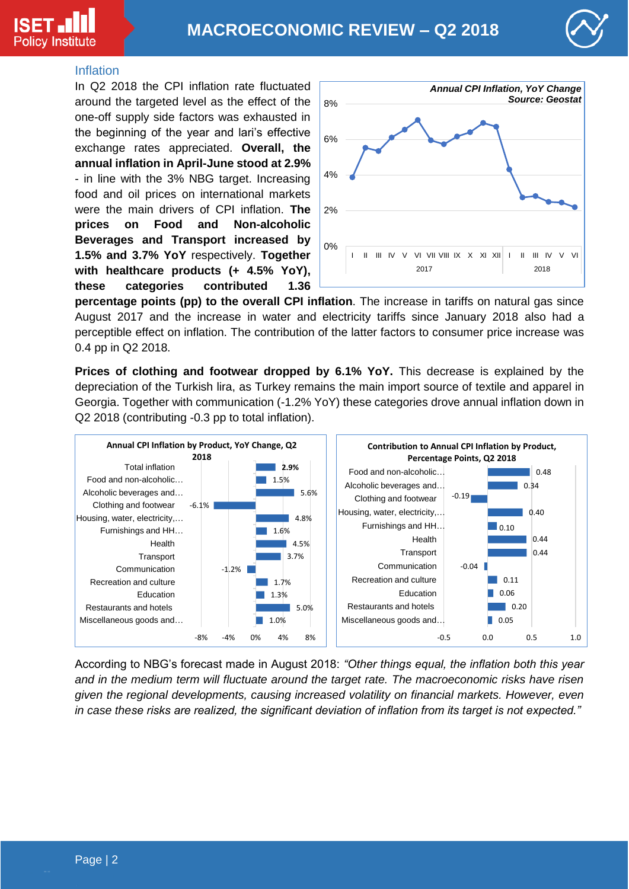## Inflation

In Q2 2018 the CPI inflation rate fluctuated around the targeted level as the effect of the one-off supply side factors was exhausted in the beginning of the year and lari's effective exchange rates appreciated. **Overall, the annual inflation in April-June stood at 2.9%** - in line with the 3% NBG target. Increasing food and oil prices on international markets were the main drivers of CPI inflation. **The prices on Food and Non-alcoholic Beverages and Transport increased by 1.5% and 3.7% YoY** respectively. **Together with healthcare products (+ 4.5% YoY), these categories contributed 1.36 percentage points (pp) to the overall CPI inflation**. The increase in tariffs on natural gas since August 2017 and the increase in water and electricity tariffs since January 2018 also had a perceptible effect on inflation. The contribution of the latter factors to consumer price increase was 0.4 pp in Q2 2018.

**Prices of clothing and footwear dropped by 6.1% YoY.** This decrease is explained by the depreciation of the Turkish lira, as Turkey remains the main import source of textile and apparel in Georgia. Together with communication (-1.2% YoY) these categories drove annual inflation down in Q2 2018 (contributing -0.3 pp to total inflation).

**Annual CPI Inflation by Product, YoY Change, Q2 2018**

| Category | YoY Change |
|---|---|
| Total inflation | 2.9% |
| Food and non-alcoholic… | 1.5% |
| Alcoholic beverages and… | 5.6% |
| Clothing and footwear | -6.1% |
| Housing, water, electricity,… | 4.8% |
| Furnishings and HH… | 1.6% |
| Health | 4.5% |
| Transport | 3.7% |
| Communication | -1.2% |
| Recreation and culture | 1.7% |
| Education | 1.3% |
| Restaurants and hotels | 5.0% |
| Miscellaneous goods and… | 1.0% |

**Contribution to Annual CPI Inflation by Product, Percentage Points, Q2 2018**

| Category | pp |
|---|---|
| Food and non-alcoholic… | 0.48 |
| Alcoholic beverages and… | 0.34 |
| Clothing and footwear | -0.19 |
| Housing, water, electricity,… | 0.40 |
| Furnishings and HH… | 0.10 |
| Health | 0.44 |
| Transport | 0.44 |
| Communication | -0.04 |
| Recreation and culture | 0.11 |
| Education | 0.06 |
| Restaurants and hotels | 0.20 |
| Miscellaneous goods and… | 0.05 |

According to NBG's forecast made in August 2018: *"Other things equal, the inflation both this year and in the medium term will fluctuate around the target rate. The macroeconomic risks have risen given the regional developments, causing increased volatility on financial markets. However, even in case these risks are realized, the significant deviation of inflation from its target is not expected."*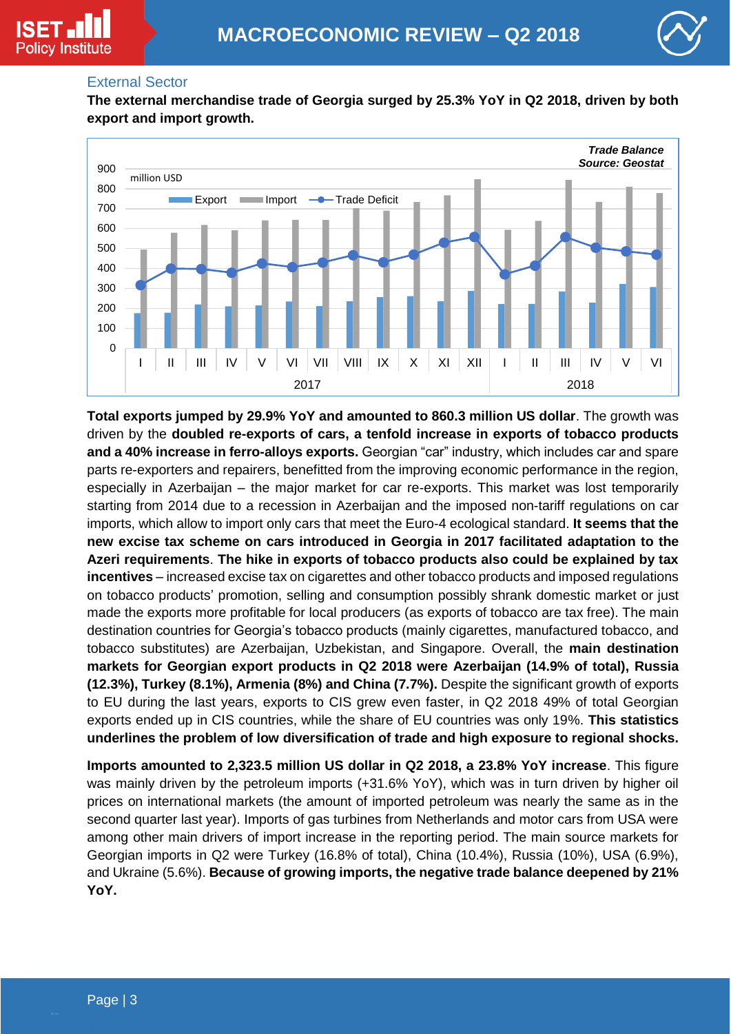## External Sector

**The external merchandise trade of Georgia surged by 25.3% YoY in Q2 2018, driven by both export and import growth.**

**Total exports jumped by 29.9% YoY and amounted to 860.3 million US dollar**. The growth was driven by the **doubled re-exports of cars, a tenfold increase in exports of tobacco products and a 40% increase in ferro-alloys exports.** Georgian "car" industry, which includes car and spare parts re-exporters and repairers, benefitted from the improving economic performance in the region, especially in Azerbaijan – the major market for car re-exports. This market was lost temporarily starting from 2014 due to a recession in Azerbaijan and the imposed non-tariff regulations on car imports, which allow to import only cars that meet the Euro-4 ecological standard. **It seems that the new excise tax scheme on cars introduced in Georgia in 2017 facilitated adaptation to the Azeri requirements**. **The hike in exports of tobacco products also could be explained by tax incentives** – increased excise tax on cigarettes and other tobacco products and imposed regulations on tobacco products' promotion, selling and consumption possibly shrank domestic market or just made the exports more profitable for local producers (as exports of tobacco are tax free). The main destination countries for Georgia's tobacco products (mainly cigarettes, manufactured tobacco, and tobacco substitutes) are Azerbaijan, Uzbekistan, and Singapore. Overall, the **main destination markets for Georgian export products in Q2 2018 were Azerbaijan (14.9% of total), Russia (12.3%), Turkey (8.1%), Armenia (8%) and China (7.7%).** Despite the significant growth of exports to EU during the last years, exports to CIS grew even faster, in Q2 2018 49% of total Georgian exports ended up in CIS countries, while the share of EU countries was only 19%. **This statistics underlines the problem of low diversification of trade and high exposure to regional shocks.**

**Imports amounted to 2,323.5 million US dollar in Q2 2018, a 23.8% YoY increase**. This figure was mainly driven by the petroleum imports (+31.6% YoY), which was in turn driven by higher oil prices on international markets (the amount of imported petroleum was nearly the same as in the second quarter last year). Imports of gas turbines from Netherlands and motor cars from USA were among other main drivers of import increase in the reporting period. The main source markets for Georgian imports in Q2 were Turkey (16.8% of total), China (10.4%), Russia (10%), USA (6.9%), and Ukraine (5.6%). **Because of growing imports, the negative trade balance deepened by 21% YoY.**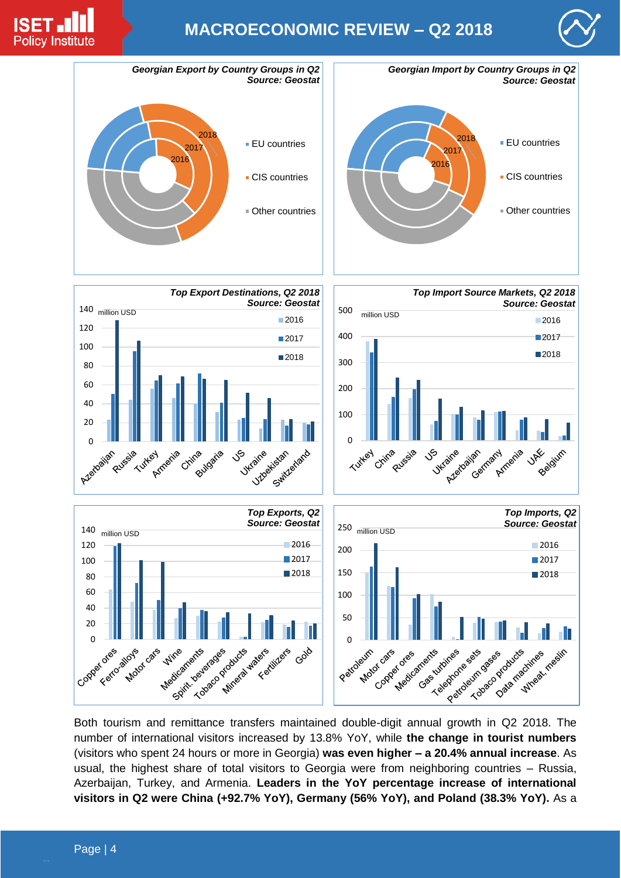**Georgian Export by Country Groups in Q2**
**Source: Geostat**

2018, 2017, 2016

- EU countries
- CIS countries
- Other countries

**Georgian Import by Country Groups in Q2**
**Source: Geostat**

2018, 2017, 2016

- EU countries
- CIS countries
- Other countries

**Top Export Destinations, Q2 2018**
**Source: Geostat**

million USD

2016, 2017, 2018

Azerbaijan, Russia, Turkey, Armenia, China, Bulgaria, US, Ukraine, Uzbekistan, Switzerland

**Top Import Source Markets, Q2 2018**
**Source: Geostat**

million USD

2016, 2017, 2018

Turkey, China, Russia, US, Ukraine, Azerbaijan, Germany, Armenia, UAE, Belgium

**Top Exports, Q2**
**Source: Geostat**

million USD

2016, 2017, 2018

Copper ores, Ferro-alloys, Motor cars, Wine, Medicaments, Spirit. beverages, Tobacco products, Mineral waters, Fertilizers, Gold

**Top Imports, Q2**
**Source: Geostat**

million USD

2016, 2017, 2018

Petroleum, Motor cars, Copper ores, Medicaments, Gas turbines, Telephone sets, Petroleum gases, Tobacco products, Data machines, Wheat, meslin

Both tourism and remittance transfers maintained double-digit annual growth in Q2 2018. The number of international visitors increased by 13.8% YoY, while **the change in tourist numbers** (visitors who spent 24 hours or more in Georgia) **was even higher – a 20.4% annual increase**. As usual, the highest share of total visitors to Georgia were from neighboring countries – Russia, Azerbaijan, Turkey, and Armenia. **Leaders in the YoY percentage increase of international visitors in Q2 were China (+92.7% YoY), Germany (56% YoY), and Poland (38.3% YoY).** As a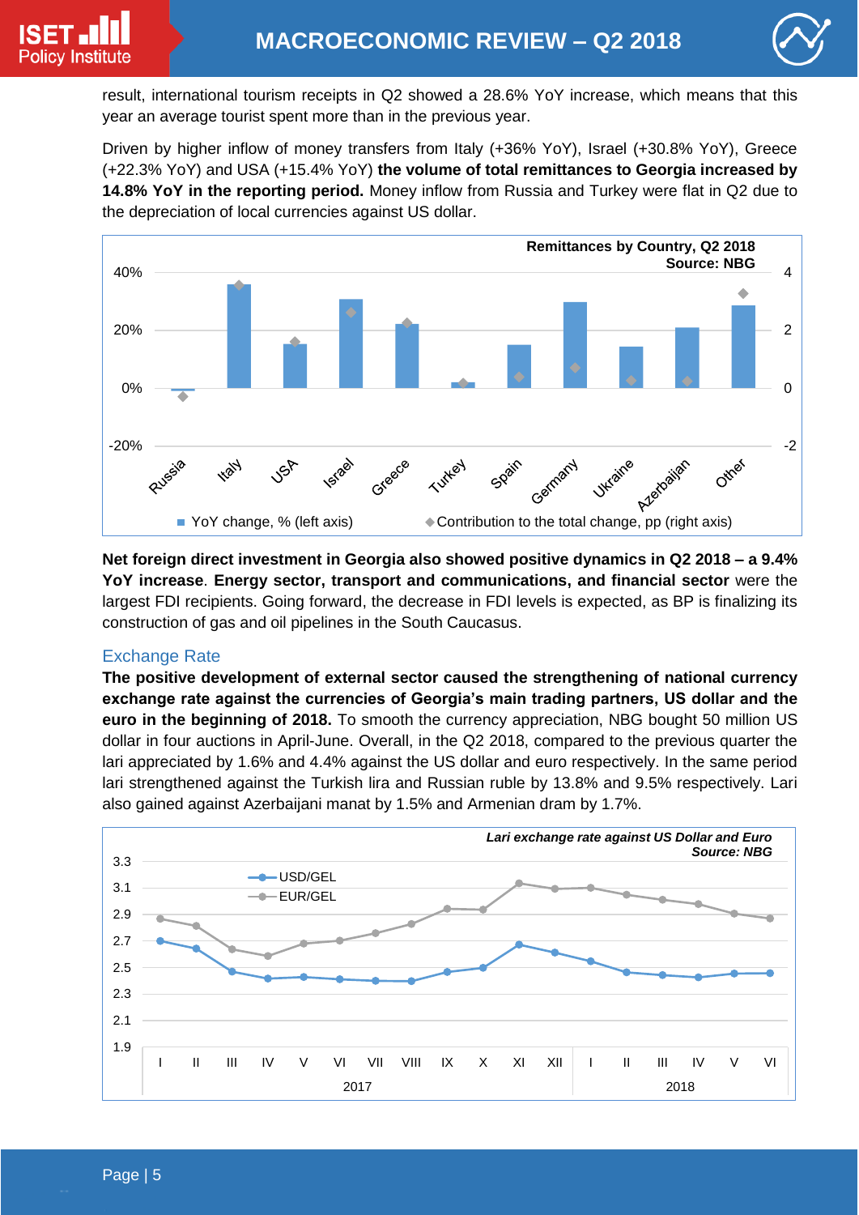result, international tourism receipts in Q2 showed a 28.6% YoY increase, which means that this year an average tourist spent more than in the previous year.

Driven by higher inflow of money transfers from Italy (+36% YoY), Israel (+30.8% YoY), Greece (+22.3% YoY) and USA (+15.4% YoY) **the volume of total remittances to Georgia increased by 14.8% YoY in the reporting period.** Money inflow from Russia and Turkey were flat in Q2 due to the depreciation of local currencies against US dollar.

**Net foreign direct investment in Georgia also showed positive dynamics in Q2 2018 – a 9.4% YoY increase**. **Energy sector, transport and communications, and financial sector** were the largest FDI recipients. Going forward, the decrease in FDI levels is expected, as BP is finalizing its construction of gas and oil pipelines in the South Caucasus.

## Exchange Rate

**The positive development of external sector caused the strengthening of national currency exchange rate against the currencies of Georgia's main trading partners, US dollar and the euro in the beginning of 2018.** To smooth the currency appreciation, NBG bought 50 million US dollar in four auctions in April-June. Overall, in the Q2 2018, compared to the previous quarter the lari appreciated by 1.6% and 4.4% against the US dollar and euro respectively. In the same period lari strengthened against the Turkish lira and Russian ruble by 13.8% and 9.5% respectively. Lari also gained against Azerbaijani manat by 1.5% and Armenian dram by 1.7%.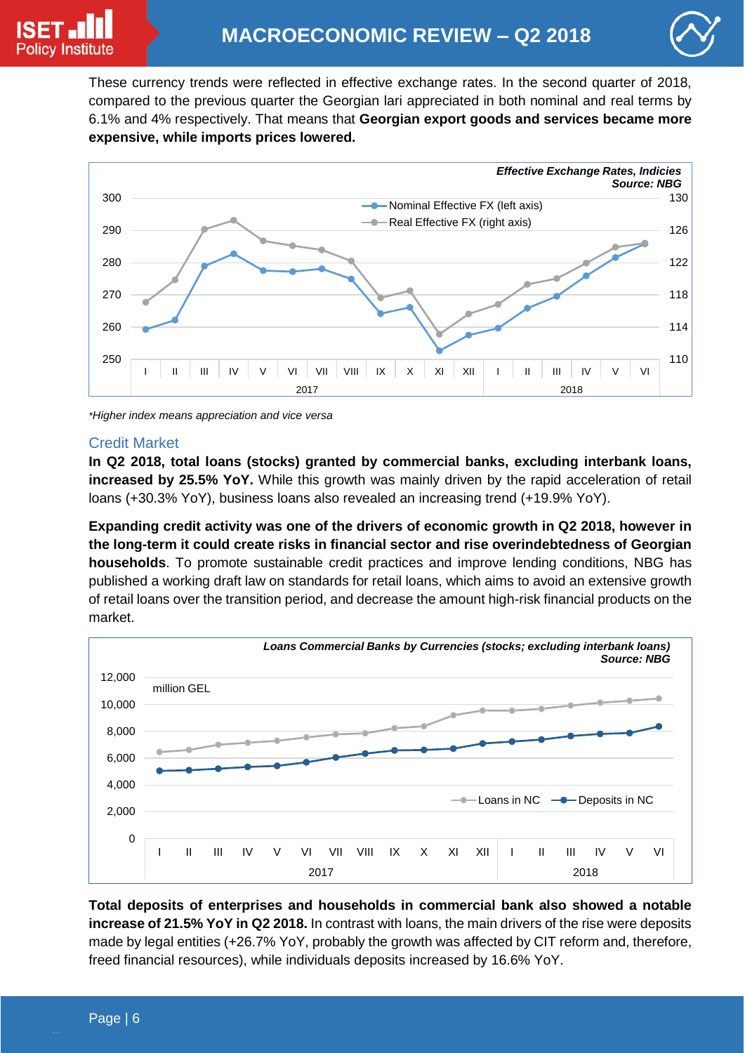These currency trends were reflected in effective exchange rates. In the second quarter of 2018, compared to the previous quarter the Georgian lari appreciated in both nominal and real terms by 6.1% and 4% respectively. That means that **Georgian export goods and services became more expensive, while imports prices lowered.**

*Effective Exchange Rates, Indicies*
*Source: NBG*

*Higher index means appreciation and vice versa*

## Credit Market

**In Q2 2018, total loans (stocks) granted by commercial banks, excluding interbank loans, increased by 25.5% YoY.** While this growth was mainly driven by the rapid acceleration of retail loans (+30.3% YoY), business loans also revealed an increasing trend (+19.9% YoY).

**Expanding credit activity was one of the drivers of economic growth in Q2 2018, however in the long-term it could create risks in financial sector and rise overindebtedness of Georgian households**. To promote sustainable credit practices and improve lending conditions, NBG has published a working draft law on standards for retail loans, which aims to avoid an extensive growth of retail loans over the transition period, and decrease the amount high-risk financial products on the market.

*Loans Commercial Banks by Currencies (stocks; excluding interbank loans)*
*Source: NBG*

**Total deposits of enterprises and households in commercial bank also showed a notable increase of 21.5% YoY in Q2 2018.** In contrast with loans, the main drivers of the rise were deposits made by legal entities (+26.7% YoY, probably the growth was affected by CIT reform and, therefore, freed financial resources), while individuals deposits increased by 16.6% YoY.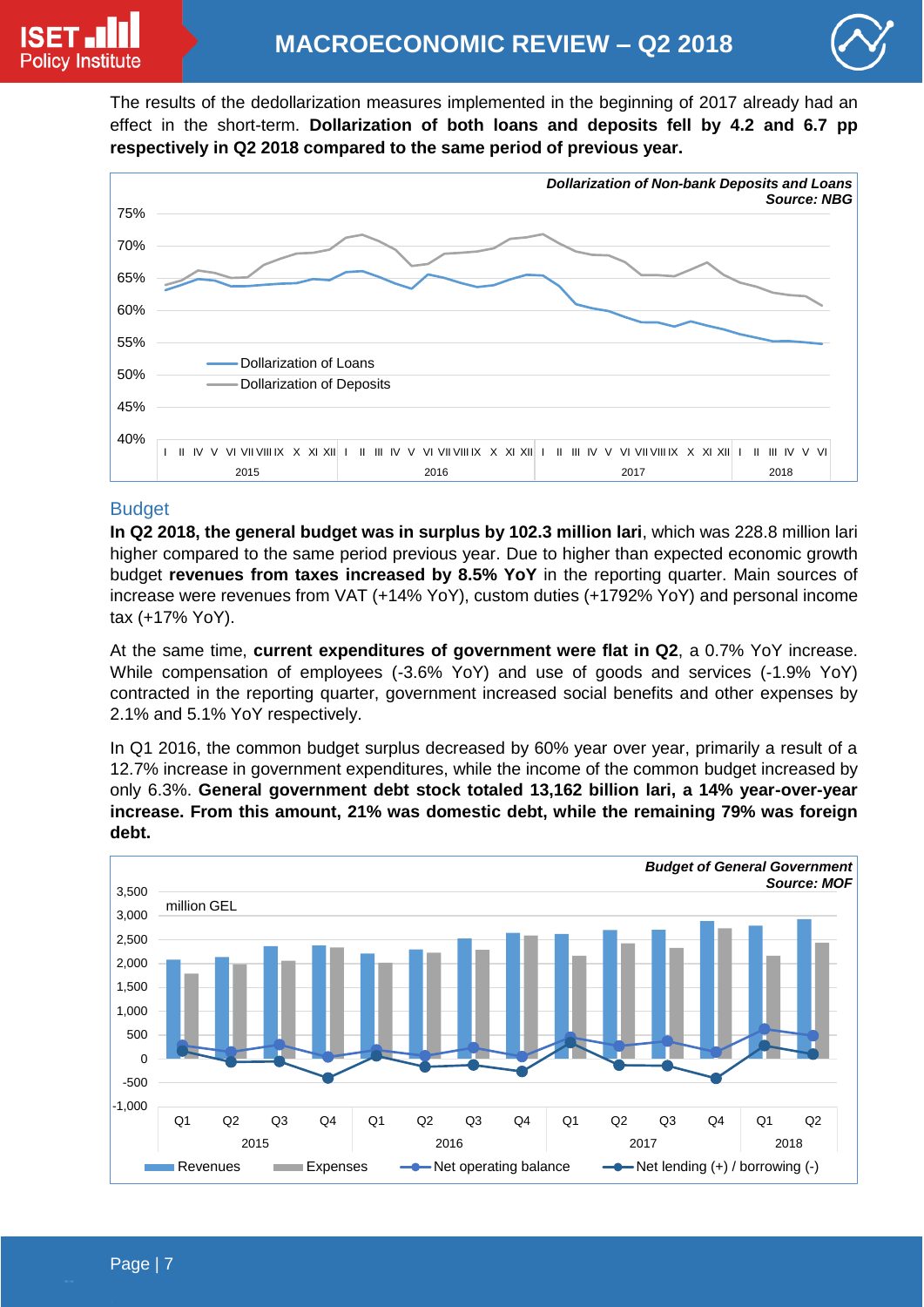The results of the dedollarization measures implemented in the beginning of 2017 already had an effect in the short-term. **Dollarization of both loans and deposits fell by 4.2 and 6.7 pp respectively in Q2 2018 compared to the same period of previous year.**

*Dollarization of Non-bank Deposits and Loans*
*Source: NBG*

75%
70%
65%
60%
55%
50%
45%
40%

Dollarization of Loans
Dollarization of Deposits

I II IV V VI VII VIII IX X XI XII I II III IV V VI VII VIII IX X XI XII I II III IV V VI VII VIII IX X XI XII I II III IV V VI
2015 2016 2017 2018

## Budget

**In Q2 2018, the general budget was in surplus by 102.3 million lari**, which was 228.8 million lari higher compared to the same period previous year. Due to higher than expected economic growth budget **revenues from taxes increased by 8.5% YoY** in the reporting quarter. Main sources of increase were revenues from VAT (+14% YoY), custom duties (+1792% YoY) and personal income tax (+17% YoY).

At the same time, **current expenditures of government were flat in Q2**, a 0.7% YoY increase. While compensation of employees (-3.6% YoY) and use of goods and services (-1.9% YoY) contracted in the reporting quarter, government increased social benefits and other expenses by 2.1% and 5.1% YoY respectively.

In Q1 2016, the common budget surplus decreased by 60% year over year, primarily a result of a 12.7% increase in government expenditures, while the income of the common budget increased by only 6.3%. **General government debt stock totaled 13,162 billion lari, a 14% year-over-year increase. From this amount, 21% was domestic debt, while the remaining 79% was foreign debt.**

*Budget of General Government*
*Source: MOF*

million GEL

3,500
3,000
2,500
2,000
1,500
1,000
500
0
-500
-1,000

Q1 Q2 Q3 Q4 Q1 Q2 Q3 Q4 Q1 Q2 Q3 Q4 Q1 Q2
2015 2016 2017 2018

Revenues
Expenses
Net operating balance
Net lending (+) / borrowing (-)